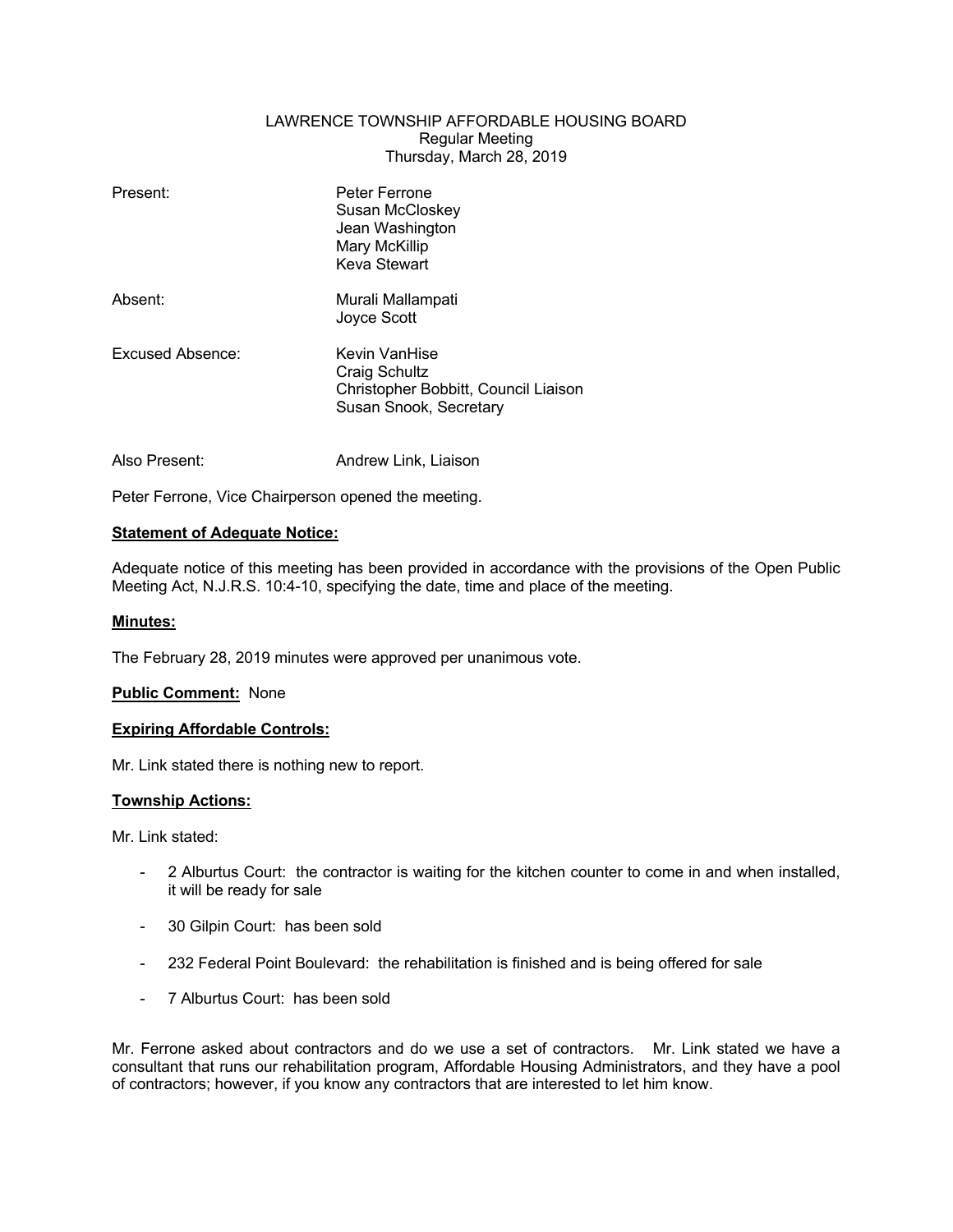LAWRENCE TOWNSHIP AFFORDABLE HOUSING BOARD
Regular Meeting
Thursday, March 28, 2019

| | |
|---|---|
| Present: | Peter Ferrone<br>Susan McCloskey<br>Jean Washington<br>Mary McKillip<br>Keva Stewart |
| Absent: | Murali Mallampati<br>Joyce Scott |
| Excused Absence: | Kevin VanHise<br>Craig Schultz<br>Christopher Bobbitt, Council Liaison<br>Susan Snook, Secretary |
| Also Present: | Andrew Link, Liaison |

Peter Ferrone, Vice Chairperson opened the meeting.

**Statement of Adequate Notice:**

Adequate notice of this meeting has been provided in accordance with the provisions of the Open Public Meeting Act, N.J.R.S. 10:4-10, specifying the date, time and place of the meeting.

**Minutes:**

The February 28, 2019 minutes were approved per unanimous vote.

**Public Comment:** None

**Expiring Affordable Controls:**

Mr. Link stated there is nothing new to report.

**Township Actions:**

Mr. Link stated:

- 2 Alburtus Court: the contractor is waiting for the kitchen counter to come in and when installed, it will be ready for sale
- 30 Gilpin Court: has been sold
- 232 Federal Point Boulevard: the rehabilitation is finished and is being offered for sale
- 7 Alburtus Court: has been sold

Mr. Ferrone asked about contractors and do we use a set of contractors. Mr. Link stated we have a consultant that runs our rehabilitation program, Affordable Housing Administrators, and they have a pool of contractors; however, if you know any contractors that are interested to let him know.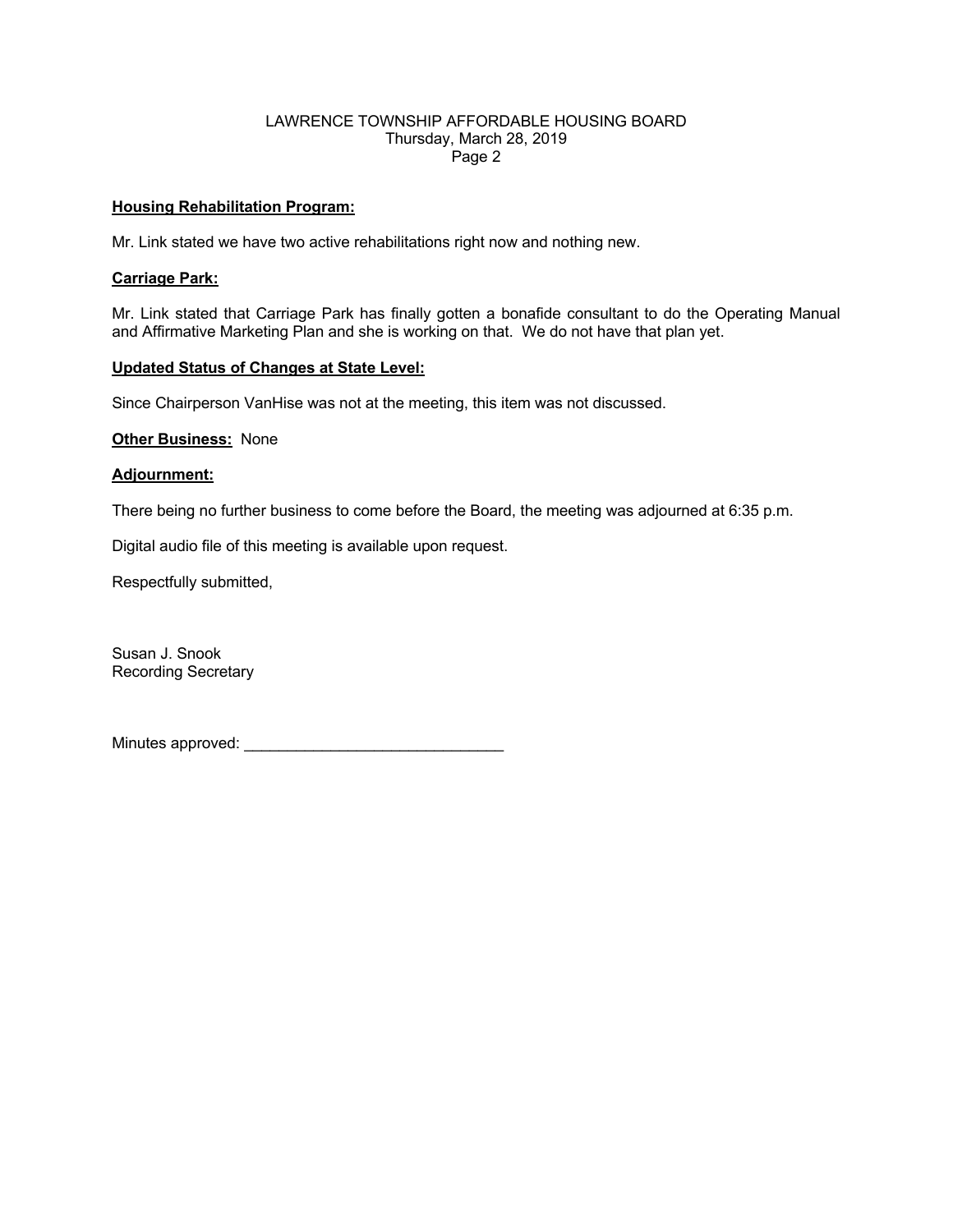**Housing Rehabilitation Program:**

Mr. Link stated we have two active rehabilitations right now and nothing new.

**Carriage Park:**

Mr. Link stated that Carriage Park has finally gotten a bonafide consultant to do the Operating Manual and Affirmative Marketing Plan and she is working on that. We do not have that plan yet.

**Updated Status of Changes at State Level:**

Since Chairperson VanHise was not at the meeting, this item was not discussed.

**Other Business:** None

**Adjournment:**

There being no further business to come before the Board, the meeting was adjourned at 6:35 p.m.

Digital audio file of this meeting is available upon request.

Respectfully submitted,

Susan J. Snook
Recording Secretary

Minutes approved: ______________________________